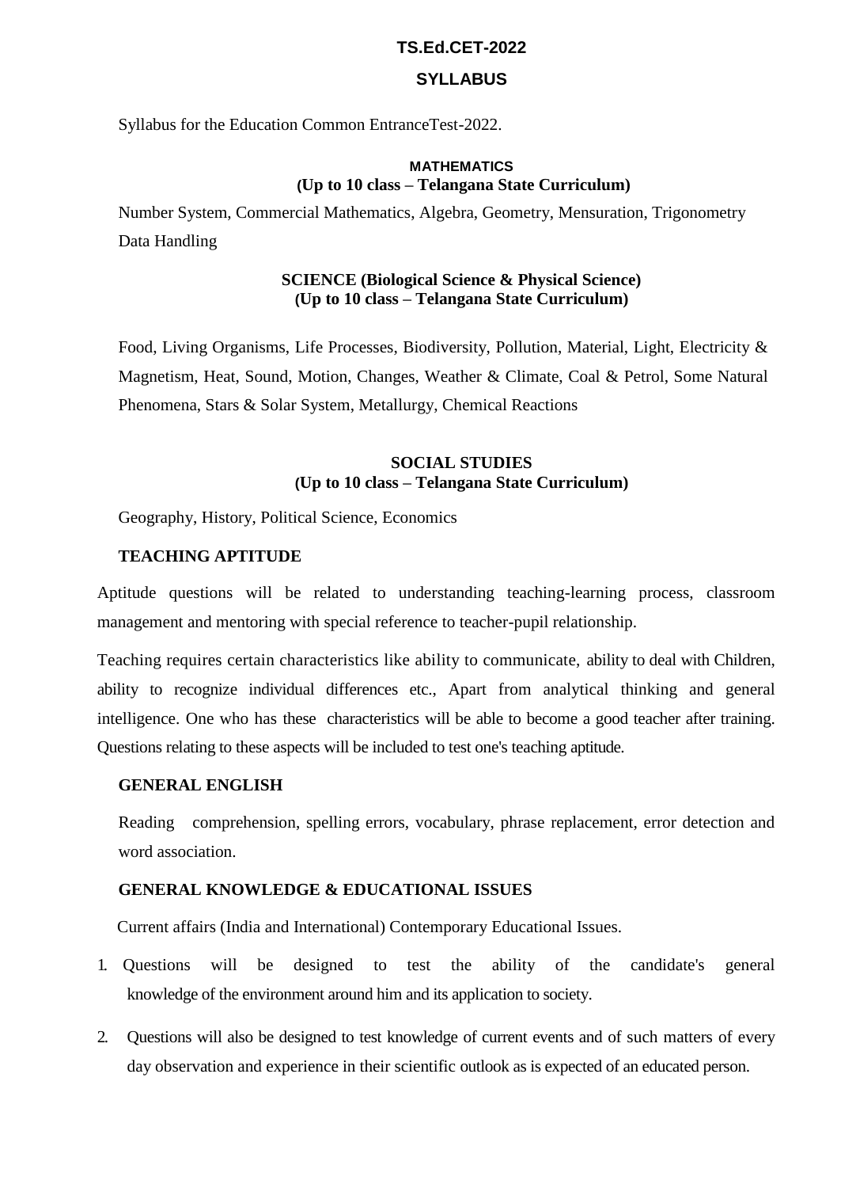# TS.Ed.CET-2022

## SYLLABUS

Syllabus for the Education Common EntranceTest-2022.

### MATHEMATICS
**(Up to 10 class – Telangana State Curriculum)**

Number System, Commercial Mathematics, Algebra, Geometry, Mensuration, Trigonometry Data Handling

### SCIENCE (Biological Science & Physical Science)
**(Up to 10 class – Telangana State Curriculum)**

Food, Living Organisms, Life Processes, Biodiversity, Pollution, Material, Light, Electricity & Magnetism, Heat, Sound, Motion, Changes, Weather & Climate, Coal & Petrol, Some Natural Phenomena, Stars & Solar System, Metallurgy, Chemical Reactions

### SOCIAL STUDIES
**(Up to 10 class – Telangana State Curriculum)**

Geography, History, Political Science, Economics

### TEACHING APTITUDE

Aptitude questions will be related to understanding teaching-learning process, classroom management and mentoring with special reference to teacher-pupil relationship.

Teaching requires certain characteristics like ability to communicate, ability to deal with Children, ability to recognize individual differences etc., Apart from analytical thinking and general intelligence. One who has these characteristics will be able to become a good teacher after training. Questions relating to these aspects will be included to test one's teaching aptitude.

### GENERAL ENGLISH

Reading comprehension, spelling errors, vocabulary, phrase replacement, error detection and word association.

### GENERAL KNOWLEDGE & EDUCATIONAL ISSUES

Current affairs (India and International) Contemporary Educational Issues.

1. Questions will be designed to test the ability of the candidate's general knowledge of the environment around him and its application to society.
2. Questions will also be designed to test knowledge of current events and of such matters of every day observation and experience in their scientific outlook as is expected of an educated person.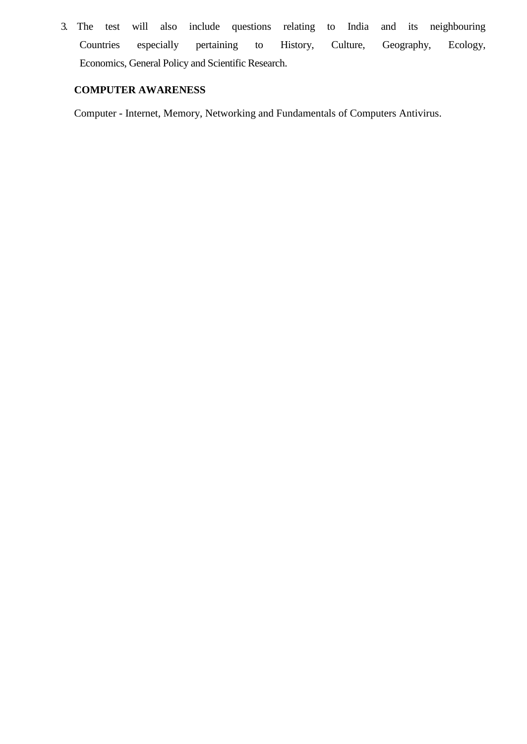3. The test will also include questions relating to India and its neighbouring Countries especially pertaining to History, Culture, Geography, Ecology, Economics, General Policy and Scientific Research.

**COMPUTER AWARENESS**

Computer - Internet, Memory, Networking and Fundamentals of Computers Antivirus.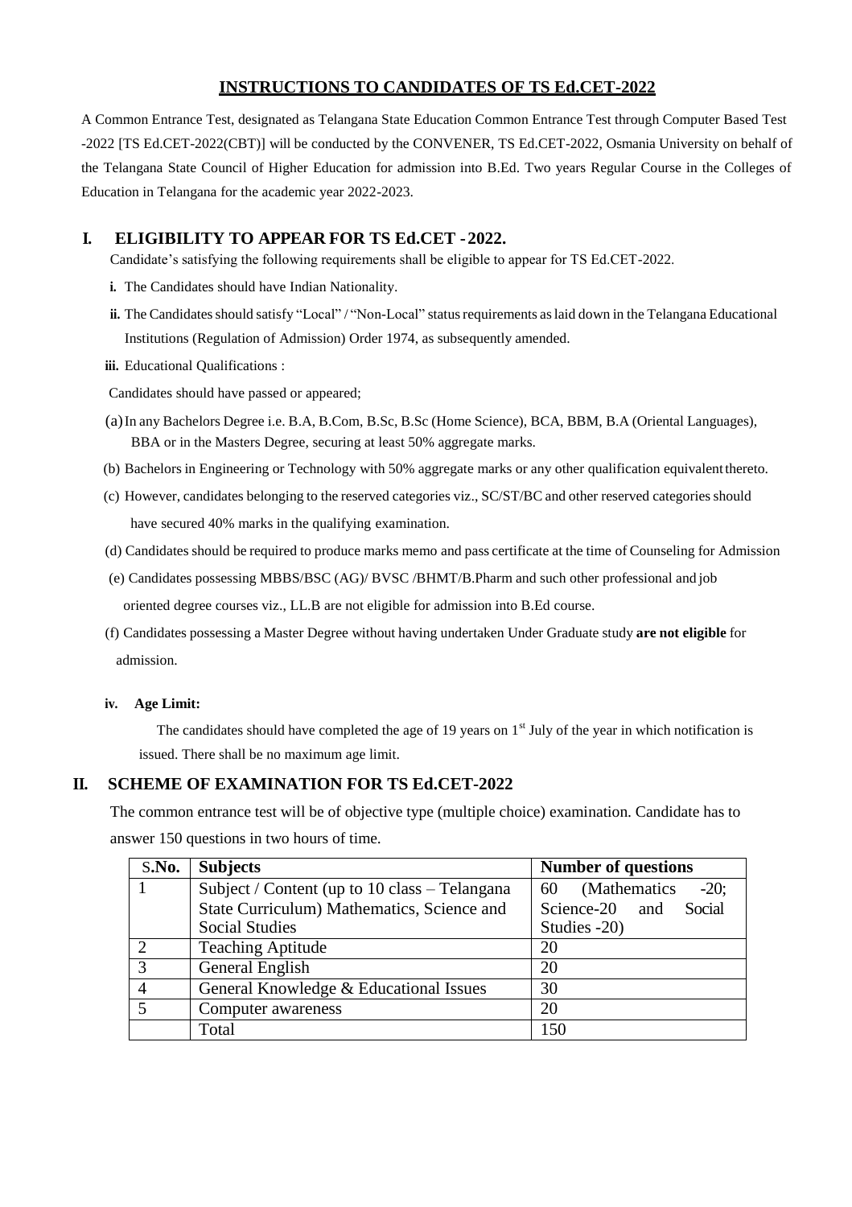## INSTRUCTIONS TO CANDIDATES OF TS Ed.CET-2022

A Common Entrance Test, designated as Telangana State Education Common Entrance Test through Computer Based Test -2022 [TS Ed.CET-2022(CBT)] will be conducted by the CONVENER, TS Ed.CET-2022, Osmania University on behalf of the Telangana State Council of Higher Education for admission into B.Ed. Two years Regular Course in the Colleges of Education in Telangana for the academic year 2022-2023.

### I. ELIGIBILITY TO APPEAR FOR TS Ed.CET - 2022.

Candidate's satisfying the following requirements shall be eligible to appear for TS Ed.CET-2022.

**i.** The Candidates should have Indian Nationality.

**ii.** The Candidates should satisfy "Local" / "Non-Local" status requirements as laid down in the Telangana Educational Institutions (Regulation of Admission) Order 1974, as subsequently amended.

**iii.** Educational Qualifications :

Candidates should have passed or appeared;

(a) In any Bachelors Degree i.e. B.A, B.Com, B.Sc, B.Sc (Home Science), BCA, BBM, B.A (Oriental Languages), BBA or in the Masters Degree, securing at least 50% aggregate marks.

(b) Bachelors in Engineering or Technology with 50% aggregate marks or any other qualification equivalent thereto.

(c) However, candidates belonging to the reserved categories viz., SC/ST/BC and other reserved categories should have secured 40% marks in the qualifying examination.

(d) Candidates should be required to produce marks memo and pass certificate at the time of Counseling for Admission

(e) Candidates possessing MBBS/BSC (AG)/ BVSC /BHMT/B.Pharm and such other professional and job oriented degree courses viz., LL.B are not eligible for admission into B.Ed course.

(f) Candidates possessing a Master Degree without having undertaken Under Graduate study **are not eligible** for admission.

**iv. Age Limit:**

The candidates should have completed the age of 19 years on 1st July of the year in which notification is issued. There shall be no maximum age limit.

### II. SCHEME OF EXAMINATION FOR TS Ed.CET-2022

The common entrance test will be of objective type (multiple choice) examination. Candidate has to answer 150 questions in two hours of time.

| S.No. | Subjects | Number of questions |
|---|---|---|
| 1 | Subject / Content (up to 10 class – Telangana State Curriculum) Mathematics, Science and Social Studies | 60 (Mathematics -20; Science-20 and Social Studies -20) |
| 2 | Teaching Aptitude | 20 |
| 3 | General English | 20 |
| 4 | General Knowledge & Educational Issues | 30 |
| 5 | Computer awareness | 20 |
| | Total | 150 |